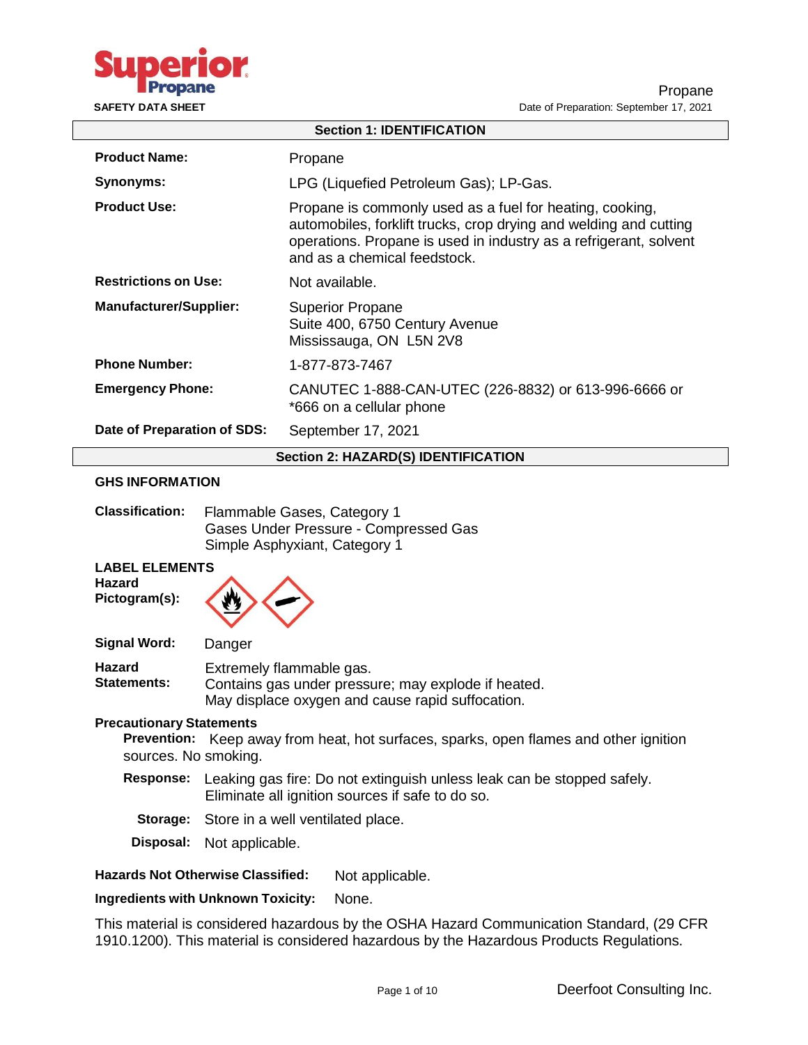Superior Propane

**SAFETY DATA SHEET**

Propane

Date of Preparation: September 17, 2021

## Section 1: IDENTIFICATION

| | |
|---|---|
| **Product Name:** | Propane |
| **Synonyms:** | LPG (Liquefied Petroleum Gas); LP-Gas. |
| **Product Use:** | Propane is commonly used as a fuel for heating, cooking, automobiles, forklift trucks, crop drying and welding and cutting operations. Propane is used in industry as a refrigerant, solvent and as a chemical feedstock. |
| **Restrictions on Use:** | Not available. |
| **Manufacturer/Supplier:** | Superior Propane<br>Suite 400, 6750 Century Avenue<br>Mississauga, ON L5N 2V8 |
| **Phone Number:** | 1-877-873-7467 |
| **Emergency Phone:** | CANUTEC 1-888-CAN-UTEC (226-8832) or 613-996-6666 or *666 on a cellular phone |
| **Date of Preparation of SDS:** | September 17, 2021 |

## Section 2: HAZARD(S) IDENTIFICATION

**GHS INFORMATION**

**Classification:** Flammable Gases, Category 1
Gases Under Pressure - Compressed Gas
Simple Asphyxiant, Category 1

**LABEL ELEMENTS**

**Hazard Pictogram(s):**

**Signal Word:** Danger

**Hazard Statements:** Extremely flammable gas.
Contains gas under pressure; may explode if heated.
May displace oxygen and cause rapid suffocation.

**Precautionary Statements**

**Prevention:** Keep away from heat, hot surfaces, sparks, open flames and other ignition sources. No smoking.

**Response:** Leaking gas fire: Do not extinguish unless leak can be stopped safely. Eliminate all ignition sources if safe to do so.

**Storage:** Store in a well ventilated place.

**Disposal:** Not applicable.

**Hazards Not Otherwise Classified:** Not applicable.

**Ingredients with Unknown Toxicity:** None.

This material is considered hazardous by the OSHA Hazard Communication Standard, (29 CFR 1910.1200). This material is considered hazardous by the Hazardous Products Regulations.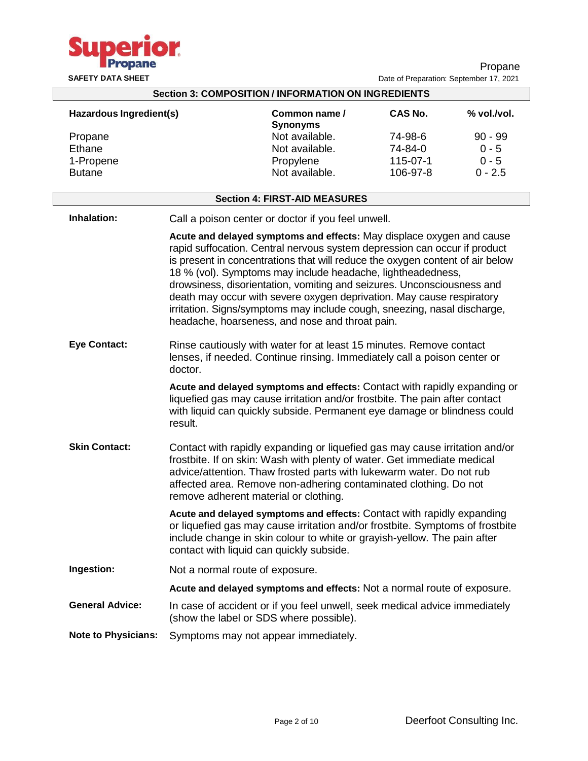## Section 3: COMPOSITION / INFORMATION ON INGREDIENTS

| Hazardous Ingredient(s) | Common name / Synonyms | CAS No. | % vol./vol. |
|---|---|---|---|
| Propane | Not available. | 74-98-6 | 90 - 99 |
| Ethane | Not available. | 74-84-0 | 0 - 5 |
| 1-Propene | Propylene | 115-07-1 | 0 - 5 |
| Butane | Not available. | 106-97-8 | 0 - 2.5 |

## Section 4: FIRST-AID MEASURES

**Inhalation:** Call a poison center or doctor if you feel unwell.

**Acute and delayed symptoms and effects:** May displace oxygen and cause rapid suffocation. Central nervous system depression can occur if product is present in concentrations that will reduce the oxygen content of air below 18 % (vol). Symptoms may include headache, lightheadedness, drowsiness, disorientation, vomiting and seizures. Unconsciousness and death may occur with severe oxygen deprivation. May cause respiratory irritation. Signs/symptoms may include cough, sneezing, nasal discharge, headache, hoarseness, and nose and throat pain.

**Eye Contact:** Rinse cautiously with water for at least 15 minutes. Remove contact lenses, if needed. Continue rinsing. Immediately call a poison center or doctor.

**Acute and delayed symptoms and effects:** Contact with rapidly expanding or liquefied gas may cause irritation and/or frostbite. The pain after contact with liquid can quickly subside. Permanent eye damage or blindness could result.

**Skin Contact:** Contact with rapidly expanding or liquefied gas may cause irritation and/or frostbite. If on skin: Wash with plenty of water. Get immediate medical advice/attention. Thaw frosted parts with lukewarm water. Do not rub affected area. Remove non-adhering contaminated clothing. Do not remove adherent material or clothing.

**Acute and delayed symptoms and effects:** Contact with rapidly expanding or liquefied gas may cause irritation and/or frostbite. Symptoms of frostbite include change in skin colour to white or grayish-yellow. The pain after contact with liquid can quickly subside.

**Ingestion:** Not a normal route of exposure.

**Acute and delayed symptoms and effects:** Not a normal route of exposure.

**General Advice:** In case of accident or if you feel unwell, seek medical advice immediately (show the label or SDS where possible).

**Note to Physicians:** Symptoms may not appear immediately.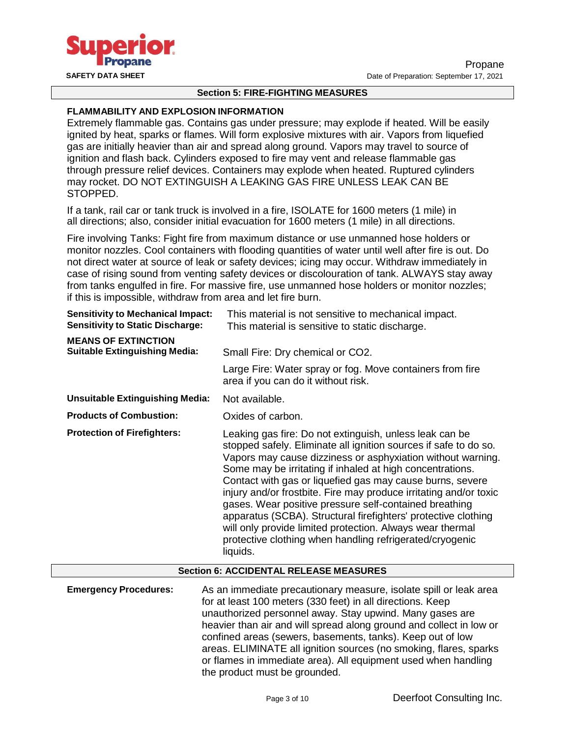## Section 5: FIRE-FIGHTING MEASURES

**FLAMMABILITY AND EXPLOSION INFORMATION**

Extremely flammable gas. Contains gas under pressure; may explode if heated. Will be easily ignited by heat, sparks or flames. Will form explosive mixtures with air. Vapors from liquefied gas are initially heavier than air and spread along ground. Vapors may travel to source of ignition and flash back. Cylinders exposed to fire may vent and release flammable gas through pressure relief devices. Containers may explode when heated. Ruptured cylinders may rocket. DO NOT EXTINGUISH A LEAKING GAS FIRE UNLESS LEAK CAN BE STOPPED.

If a tank, rail car or tank truck is involved in a fire, ISOLATE for 1600 meters (1 mile) in all directions; also, consider initial evacuation for 1600 meters (1 mile) in all directions.

Fire involving Tanks: Fight fire from maximum distance or use unmanned hose holders or monitor nozzles. Cool containers with flooding quantities of water until well after fire is out. Do not direct water at source of leak or safety devices; icing may occur. Withdraw immediately in case of rising sound from venting safety devices or discolouration of tank. ALWAYS stay away from tanks engulfed in fire. For massive fire, use unmanned hose holders or monitor nozzles; if this is impossible, withdraw from area and let fire burn.

**Sensitivity to Mechanical Impact:** This material is not sensitive to mechanical impact.

**Sensitivity to Static Discharge:** This material is sensitive to static discharge.

**MEANS OF EXTINCTION**

**Suitable Extinguishing Media:** Small Fire: Dry chemical or $CO_2$.

Large Fire: Water spray or fog. Move containers from fire area if you can do it without risk.

**Unsuitable Extinguishing Media:** Not available.

**Products of Combustion:** Oxides of carbon.

**Protection of Firefighters:** Leaking gas fire: Do not extinguish, unless leak can be stopped safely. Eliminate all ignition sources if safe to do so. Vapors may cause dizziness or asphyxiation without warning. Some may be irritating if inhaled at high concentrations. Contact with gas or liquefied gas may cause burns, severe injury and/or frostbite. Fire may produce irritating and/or toxic gases. Wear positive pressure self-contained breathing apparatus (SCBA). Structural firefighters' protective clothing will only provide limited protection. Always wear thermal protective clothing when handling refrigerated/cryogenic liquids.

## Section 6: ACCIDENTAL RELEASE MEASURES

**Emergency Procedures:** As an immediate precautionary measure, isolate spill or leak area for at least 100 meters (330 feet) in all directions. Keep unauthorized personnel away. Stay upwind. Many gases are heavier than air and will spread along ground and collect in low or confined areas (sewers, basements, tanks). Keep out of low areas. ELIMINATE all ignition sources (no smoking, flares, sparks or flames in immediate area). All equipment used when handling the product must be grounded.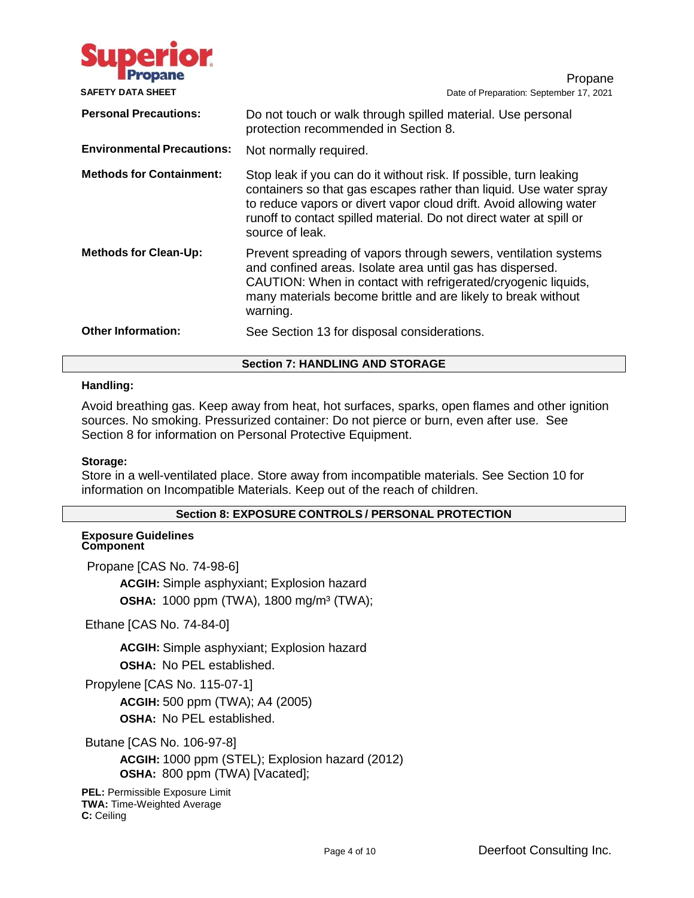| | |
|---|---|
| **Personal Precautions:** | Do not touch or walk through spilled material. Use personal protection recommended in Section 8. |
| **Environmental Precautions:** | Not normally required. |
| **Methods for Containment:** | Stop leak if you can do it without risk. If possible, turn leaking containers so that gas escapes rather than liquid. Use water spray to reduce vapors or divert vapor cloud drift. Avoid allowing water runoff to contact spilled material. Do not direct water at spill or source of leak. |
| **Methods for Clean-Up:** | Prevent spreading of vapors through sewers, ventilation systems and confined areas. Isolate area until gas has dispersed. CAUTION: When in contact with refrigerated/cryogenic liquids, many materials become brittle and are likely to break without warning. |
| **Other Information:** | See Section 13 for disposal considerations. |

## Section 7: HANDLING AND STORAGE

**Handling:**

Avoid breathing gas. Keep away from heat, hot surfaces, sparks, open flames and other ignition sources. No smoking. Pressurized container: Do not pierce or burn, even after use. See Section 8 for information on Personal Protective Equipment.

**Storage:**

Store in a well-ventilated place. Store away from incompatible materials. See Section 10 for information on Incompatible Materials. Keep out of the reach of children.

## Section 8: EXPOSURE CONTROLS / PERSONAL PROTECTION

**Exposure Guidelines**
**Component**

Propane [CAS No. 74-98-6]

- **ACGIH:** Simple asphyxiant; Explosion hazard
- **OSHA:** 1000 ppm (TWA), 1800 mg/m³ (TWA);

Ethane [CAS No. 74-84-0]

- **ACGIH:** Simple asphyxiant; Explosion hazard
- **OSHA:** No PEL established.

Propylene [CAS No. 115-07-1]

- **ACGIH:** 500 ppm (TWA); A4 (2005)
- **OSHA:** No PEL established.

Butane [CAS No. 106-97-8]

- **ACGIH:** 1000 ppm (STEL); Explosion hazard (2012)
- **OSHA:** 800 ppm (TWA) [Vacated];

**PEL:** Permissible Exposure Limit
**TWA:** Time-Weighted Average
**C:** Ceiling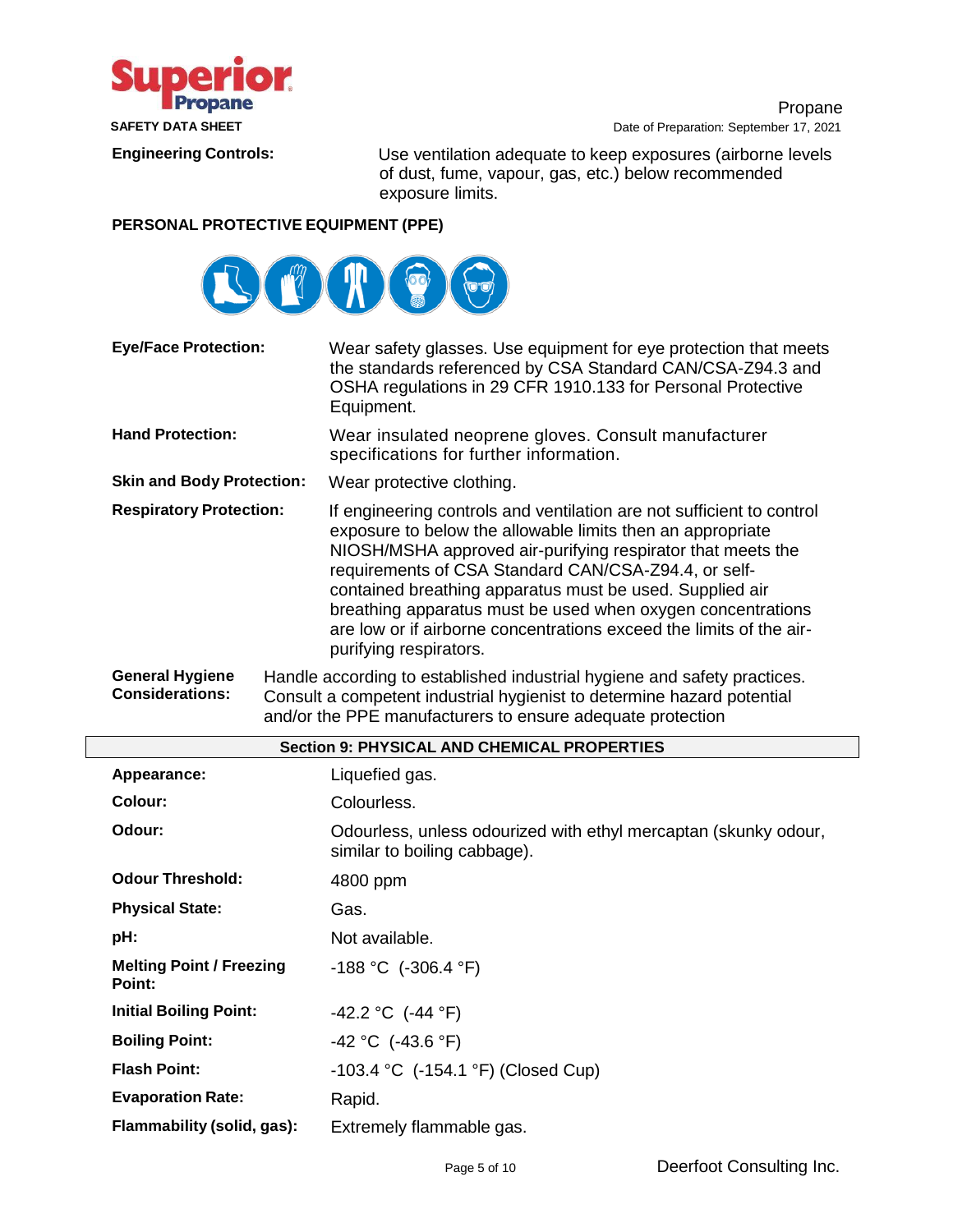**Engineering Controls:** Use ventilation adequate to keep exposures (airborne levels of dust, fume, vapour, gas, etc.) below recommended exposure limits.

**PERSONAL PROTECTIVE EQUIPMENT (PPE)**

| | |
|---|---|
| **Eye/Face Protection:** | Wear safety glasses. Use equipment for eye protection that meets the standards referenced by CSA Standard CAN/CSA-Z94.3 and OSHA regulations in 29 CFR 1910.133 for Personal Protective Equipment. |
| **Hand Protection:** | Wear insulated neoprene gloves. Consult manufacturer specifications for further information. |
| **Skin and Body Protection:** | Wear protective clothing. |
| **Respiratory Protection:** | If engineering controls and ventilation are not sufficient to control exposure to below the allowable limits then an appropriate NIOSH/MSHA approved air-purifying respirator that meets the requirements of CSA Standard CAN/CSA-Z94.4, or self-contained breathing apparatus must be used. Supplied air breathing apparatus must be used when oxygen concentrations are low or if airborne concentrations exceed the limits of the air-purifying respirators. |
| **General Hygiene Considerations:** | Handle according to established industrial hygiene and safety practices. Consult a competent industrial hygienist to determine hazard potential and/or the PPE manufacturers to ensure adequate protection |

## Section 9: PHYSICAL AND CHEMICAL PROPERTIES

| | |
|---|---|
| **Appearance:** | Liquefied gas. |
| **Colour:** | Colourless. |
| **Odour:** | Odourless, unless odourized with ethyl mercaptan (skunky odour, similar to boiling cabbage). |
| **Odour Threshold:** | 4800 ppm |
| **Physical State:** | Gas. |
| **pH:** | Not available. |
| **Melting Point / Freezing Point:** | -188 °C (-306.4 °F) |
| **Initial Boiling Point:** | -42.2 °C (-44 °F) |
| **Boiling Point:** | -42 °C (-43.6 °F) |
| **Flash Point:** | -103.4 °C (-154.1 °F) (Closed Cup) |
| **Evaporation Rate:** | Rapid. |
| **Flammability (solid, gas):** | Extremely flammable gas. |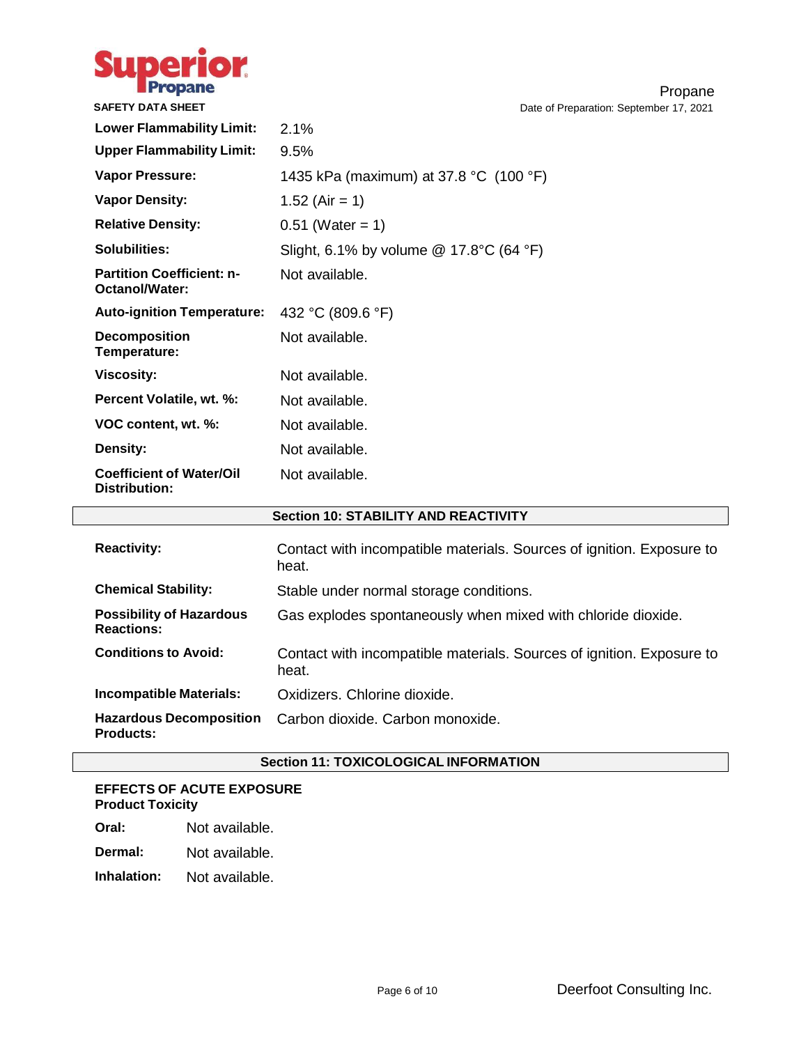| | |
|---|---|
| **Lower Flammability Limit:** | 2.1% |
| **Upper Flammability Limit:** | 9.5% |
| **Vapor Pressure:** | 1435 kPa (maximum) at 37.8 °C (100 °F) |
| **Vapor Density:** | 1.52 (Air = 1) |
| **Relative Density:** | 0.51 (Water = 1) |
| **Solubilities:** | Slight, 6.1% by volume @ 17.8°C (64 °F) |
| **Partition Coefficient: n-Octanol/Water:** | Not available. |
| **Auto-ignition Temperature:** | 432 °C (809.6 °F) |
| **Decomposition Temperature:** | Not available. |
| **Viscosity:** | Not available. |
| **Percent Volatile, wt. %:** | Not available. |
| **VOC content, wt. %:** | Not available. |
| **Density:** | Not available. |
| **Coefficient of Water/Oil Distribution:** | Not available. |

## Section 10: STABILITY AND REACTIVITY

| | |
|---|---|
| **Reactivity:** | Contact with incompatible materials. Sources of ignition. Exposure to heat. |
| **Chemical Stability:** | Stable under normal storage conditions. |
| **Possibility of Hazardous Reactions:** | Gas explodes spontaneously when mixed with chloride dioxide. |
| **Conditions to Avoid:** | Contact with incompatible materials. Sources of ignition. Exposure to heat. |
| **Incompatible Materials:** | Oxidizers. Chlorine dioxide. |
| **Hazardous Decomposition Products:** | Carbon dioxide. Carbon monoxide. |

## Section 11: TOXICOLOGICAL INFORMATION

**EFFECTS OF ACUTE EXPOSURE**
**Product Toxicity**

| | |
|---|---|
| **Oral:** | Not available. |
| **Dermal:** | Not available. |
| **Inhalation:** | Not available. |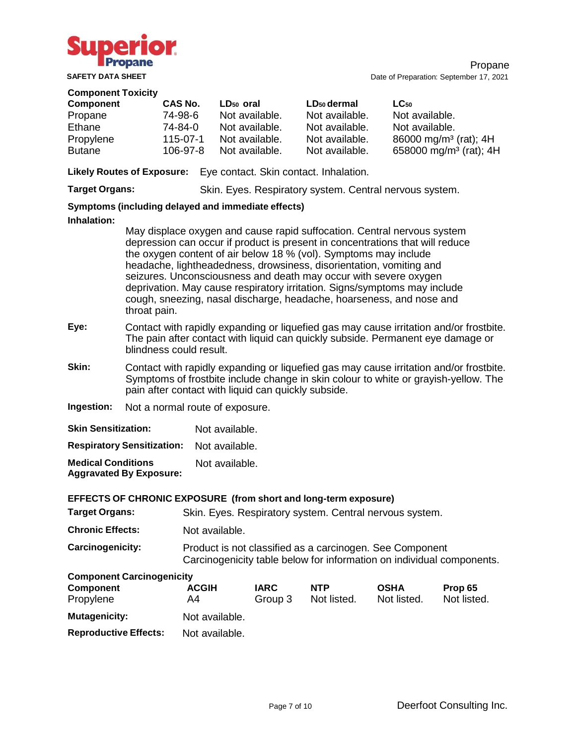**Component Toxicity**

| Component | CAS No. | $LD_{50}$ oral | $LD_{50}$ dermal | $LC_{50}$ |
|---|---|---|---|---|
| Propane | 74-98-6 | Not available. | Not available. | Not available. |
| Ethane | 74-84-0 | Not available. | Not available. | Not available. |
| Propylene | 115-07-1 | Not available. | Not available. | 86000 $mg/m^3$ (rat); 4H |
| Butane | 106-97-8 | Not available. | Not available. | 658000 $mg/m^3$ (rat); 4H |

**Likely Routes of Exposure:** Eye contact. Skin contact. Inhalation.

**Target Organs:** Skin. Eyes. Respiratory system. Central nervous system.

**Symptoms (including delayed and immediate effects)**

**Inhalation:**

May displace oxygen and cause rapid suffocation. Central nervous system depression can occur if product is present in concentrations that will reduce the oxygen content of air below 18 % (vol). Symptoms may include headache, lightheadedness, drowsiness, disorientation, vomiting and seizures. Unconsciousness and death may occur with severe oxygen deprivation. May cause respiratory irritation. Signs/symptoms may include cough, sneezing, nasal discharge, headache, hoarseness, and nose and throat pain.

**Eye:** Contact with rapidly expanding or liquefied gas may cause irritation and/or frostbite. The pain after contact with liquid can quickly subside. Permanent eye damage or blindness could result.

**Skin:** Contact with rapidly expanding or liquefied gas may cause irritation and/or frostbite. Symptoms of frostbite include change in skin colour to white or grayish-yellow. The pain after contact with liquid can quickly subside.

**Ingestion:** Not a normal route of exposure.

**Skin Sensitization:** Not available.

**Respiratory Sensitization:** Not available.

**Medical Conditions Aggravated By Exposure:** Not available.

**EFFECTS OF CHRONIC EXPOSURE (from short and long-term exposure)**

**Target Organs:** Skin. Eyes. Respiratory system. Central nervous system.

**Chronic Effects:** Not available.

**Carcinogenicity:** Product is not classified as a carcinogen. See Component Carcinogenicity table below for information on individual components.

**Component Carcinogenicity**

| Component | ACGIH | IARC | NTP | OSHA | Prop 65 |
|---|---|---|---|---|---|
| Propylene | A4 | Group 3 | Not listed. | Not listed. | Not listed. |

**Mutagenicity:** Not available.

**Reproductive Effects:** Not available.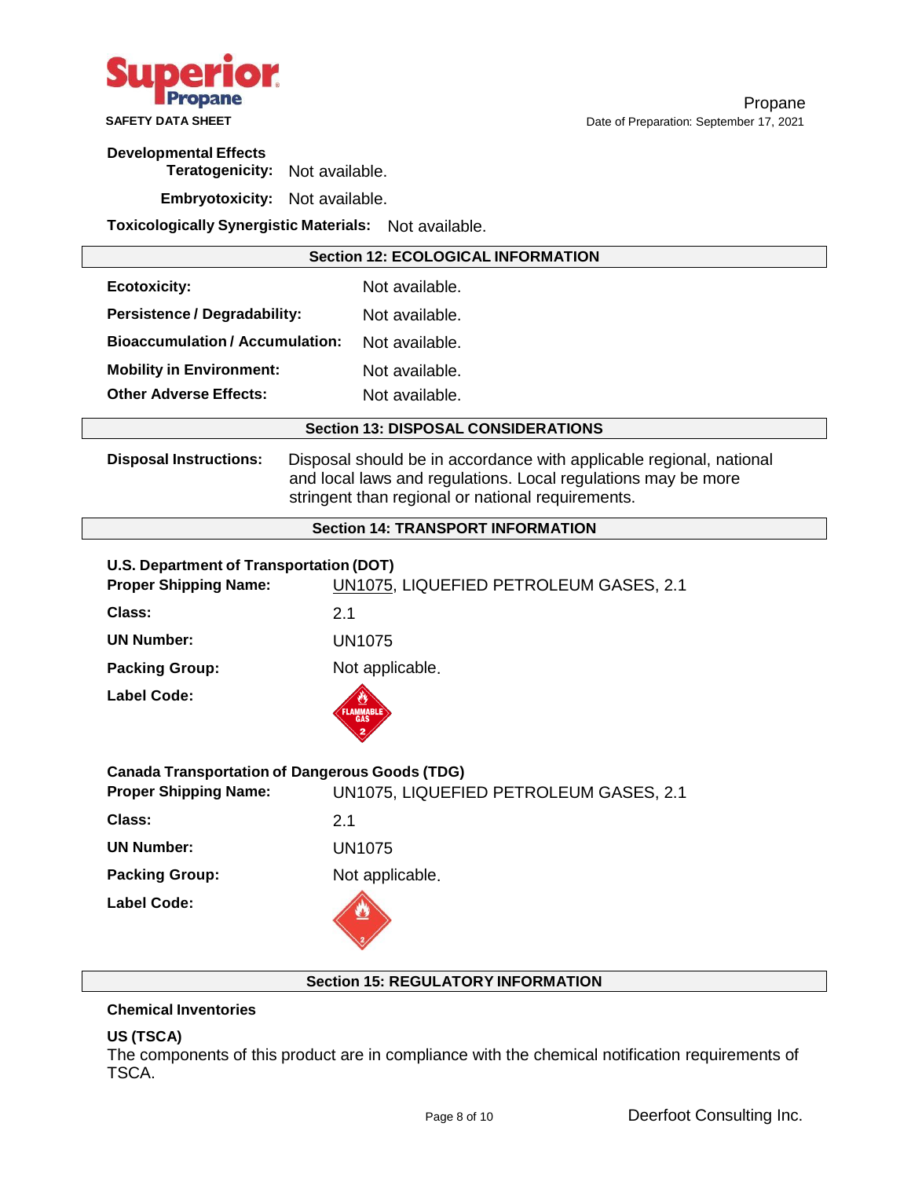**Developmental Effects**

**Teratogenicity:** Not available.

**Embryotoxicity:** Not available.

**Toxicologically Synergistic Materials:** Not available.

## Section 12: ECOLOGICAL INFORMATION

**Ecotoxicity:** Not available.

**Persistence / Degradability:** Not available.

**Bioaccumulation / Accumulation:** Not available.

**Mobility in Environment:** Not available.

**Other Adverse Effects:** Not available.

## Section 13: DISPOSAL CONSIDERATIONS

**Disposal Instructions:** Disposal should be in accordance with applicable regional, national and local laws and regulations. Local regulations may be more stringent than regional or national requirements.

## Section 14: TRANSPORT INFORMATION

**U.S. Department of Transportation (DOT)**

**Proper Shipping Name:** UN1075, LIQUEFIED PETROLEUM GASES, 2.1

**Class:** 2.1

**UN Number:** UN1075

**Packing Group:** Not applicable.

**Label Code:**

**Canada Transportation of Dangerous Goods (TDG)**

**Proper Shipping Name:** UN1075, LIQUEFIED PETROLEUM GASES, 2.1

**Class:** 2.1

**UN Number:** UN1075

**Packing Group:** Not applicable.

**Label Code:**

## Section 15: REGULATORY INFORMATION

**Chemical Inventories**

**US (TSCA)**

The components of this product are in compliance with the chemical notification requirements of TSCA.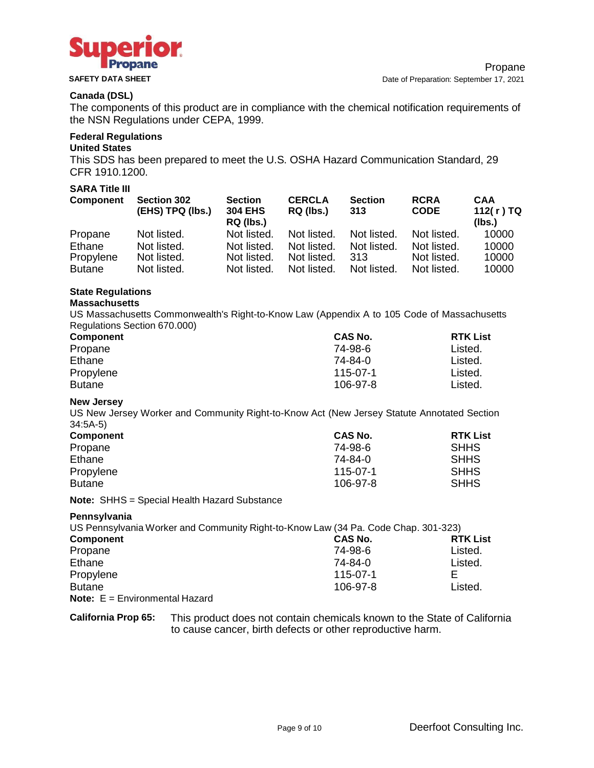### Canada (DSL)

The components of this product are in compliance with the chemical notification requirements of the NSN Regulations under CEPA, 1999.

### Federal Regulations

**United States**

This SDS has been prepared to meet the U.S. OSHA Hazard Communication Standard, 29 CFR 1910.1200.

**SARA Title III**

| Component | Section 302 (EHS) TPQ (lbs.) | Section 304 EHS RQ (lbs.) | CERCLA RQ (lbs.) | Section 313 | RCRA CODE | CAA 112( r ) TQ (lbs.) |
|---|---|---|---|---|---|---|
| Propane | Not listed. | Not listed. | Not listed. | Not listed. | Not listed. | 10000 |
| Ethane | Not listed. | Not listed. | Not listed. | Not listed. | Not listed. | 10000 |
| Propylene | Not listed. | Not listed. | Not listed. | 313 | Not listed. | 10000 |
| Butane | Not listed. | Not listed. | Not listed. | Not listed. | Not listed. | 10000 |

### State Regulations

**Massachusetts**

US Massachusetts Commonwealth's Right-to-Know Law (Appendix A to 105 Code of Massachusetts Regulations Section 670.000)

| Component | CAS No. | RTK List |
|---|---|---|
| Propane | 74-98-6 | Listed. |
| Ethane | 74-84-0 | Listed. |
| Propylene | 115-07-1 | Listed. |
| Butane | 106-97-8 | Listed. |

**New Jersey**

US New Jersey Worker and Community Right-to-Know Act (New Jersey Statute Annotated Section 34:5A-5)

| Component | CAS No. | RTK List |
|---|---|---|
| Propane | 74-98-6 | SHHS |
| Ethane | 74-84-0 | SHHS |
| Propylene | 115-07-1 | SHHS |
| Butane | 106-97-8 | SHHS |

**Note:** SHHS = Special Health Hazard Substance

**Pennsylvania**

US Pennsylvania Worker and Community Right-to-Know Law (34 Pa. Code Chap. 301-323)

| Component | CAS No. | RTK List |
|---|---|---|
| Propane | 74-98-6 | Listed. |
| Ethane | 74-84-0 | Listed. |
| Propylene | 115-07-1 | E |
| Butane | 106-97-8 | Listed. |

**Note:** E = Environmental Hazard

**California Prop 65:** This product does not contain chemicals known to the State of California to cause cancer, birth defects or other reproductive harm.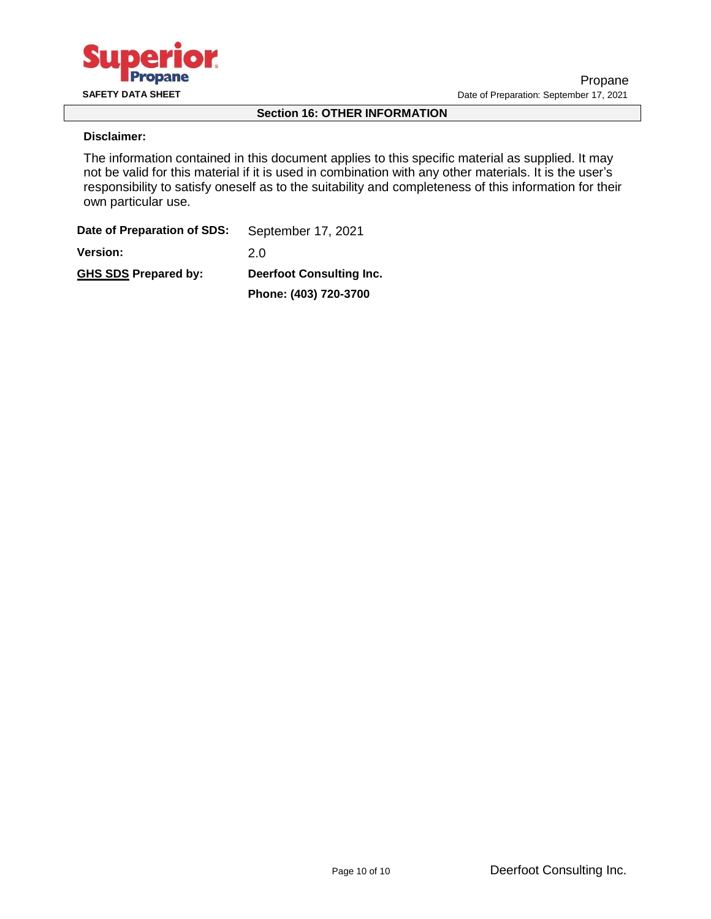## Section 16: OTHER INFORMATION

**Disclaimer:**

The information contained in this document applies to this specific material as supplied. It may not be valid for this material if it is used in combination with any other materials. It is the user's responsibility to satisfy oneself as to the suitability and completeness of this information for their own particular use.

| | |
|---|---|
| **Date of Preparation of SDS:** | September 17, 2021 |
| **Version:** | 2.0 |
| **GHS SDS Prepared by:** | **Deerfoot Consulting Inc.** |
| | **Phone: (403) 720-3700** |